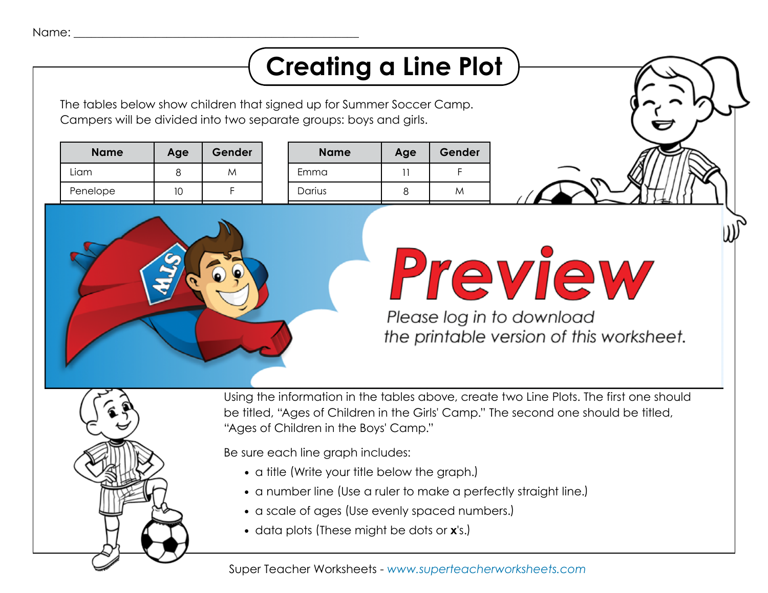Name: ___________________________________________

# Creating a Line Plot

The tables below show children that signed up for Summer Soccer Camp. Campers will be divided into two separate groups: boys and girls.

| Name | Age | Gender |
|---|---|---|
| Liam | 8 | M |
| Penelope | 10 | F |

| Name | Age | Gender |
|---|---|---|
| Emma | 11 | F |
| Darius | 8 | M |

Using the information in the tables above, create two Line Plots. The first one should be titled, "Ages of Children in the Girls' Camp." The second one should be titled, "Ages of Children in the Boys' Camp."

Be sure each line graph includes:

- a title (Write your title below the graph.)
- a number line (Use a ruler to make a perfectly straight line.)
- a scale of ages (Use evenly spaced numbers.)
- data plots (These might be dots or **x**'s.)

Super Teacher Worksheets - *www.superteacherworksheets.com*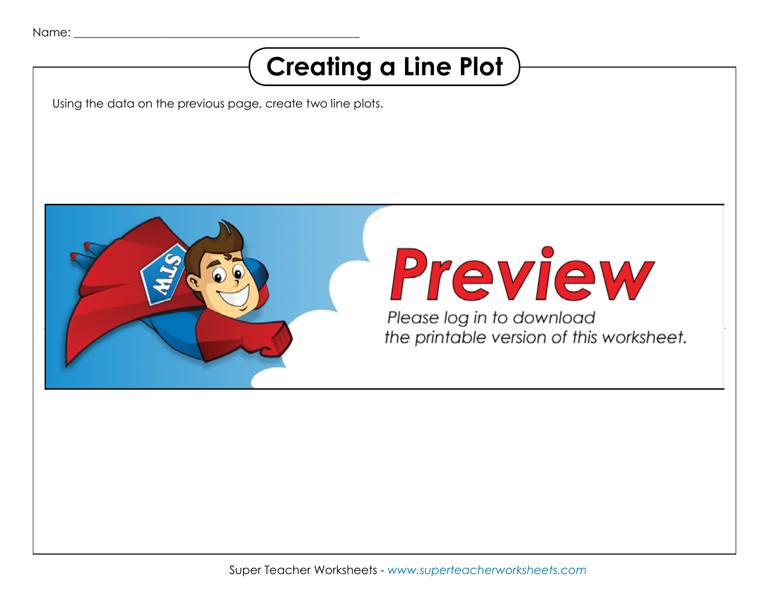Name: ______________________________________________

# Creating a Line Plot

Using the data on the previous page, create two line plots.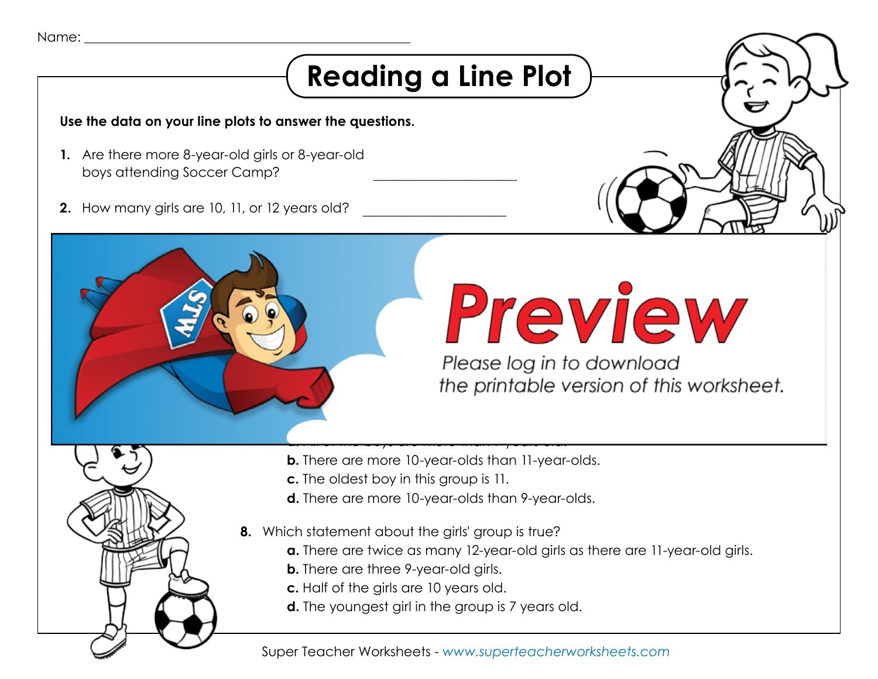Name: ___________________________________________

# Reading a Line Plot

**Use the data on your line plots to answer the questions.**

1. Are there more 8-year-old girls or 8-year-old boys attending Soccer Camp? ____________________

2. How many girls are 10, 11, or 12 years old? ____________________

Preview

Please log in to download the printable version of this worksheet.

   **b.** There are more 10-year-olds than 11-year-olds.
   **c.** The oldest boy in this group is 11.
   **d.** There are more 10-year-olds than 9-year-olds.

8. Which statement about the girls' group is true?
   **a.** There are twice as many 12-year-old girls as there are 11-year-old girls.
   **b.** There are three 9-year-old girls.
   **c.** Half of the girls are 10 years old.
   **d.** The youngest girl in the group is 7 years old.

Super Teacher Worksheets - *www.superteacherworksheets.com*